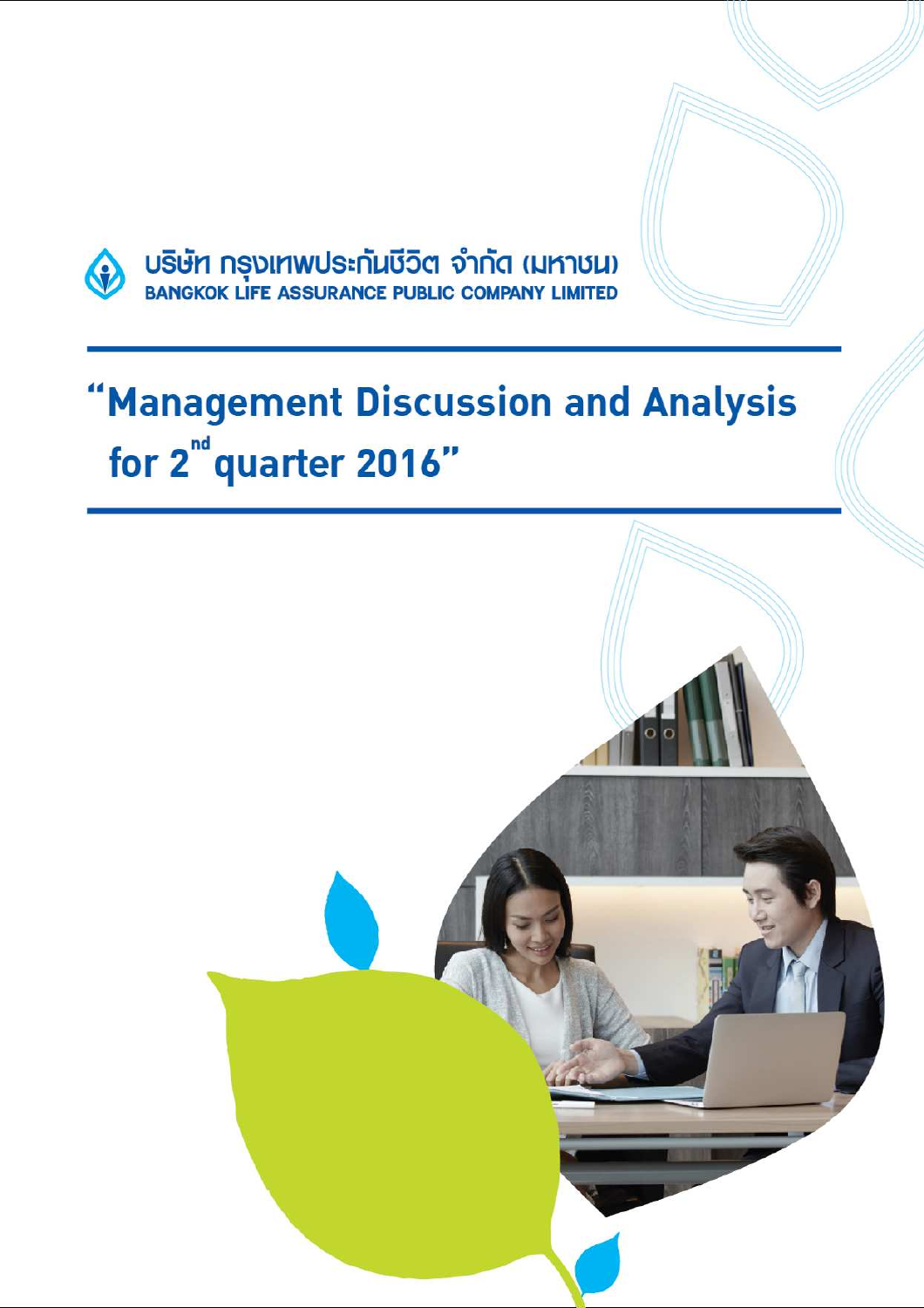บริษัท กรุงเทพประกันชีวิต จำกัด (มหาชน)

BANGKOK LIFE ASSURANCE PUBLIC COMPANY LIMITED

# "Management Discussion and Analysis for 2nd quarter 2016"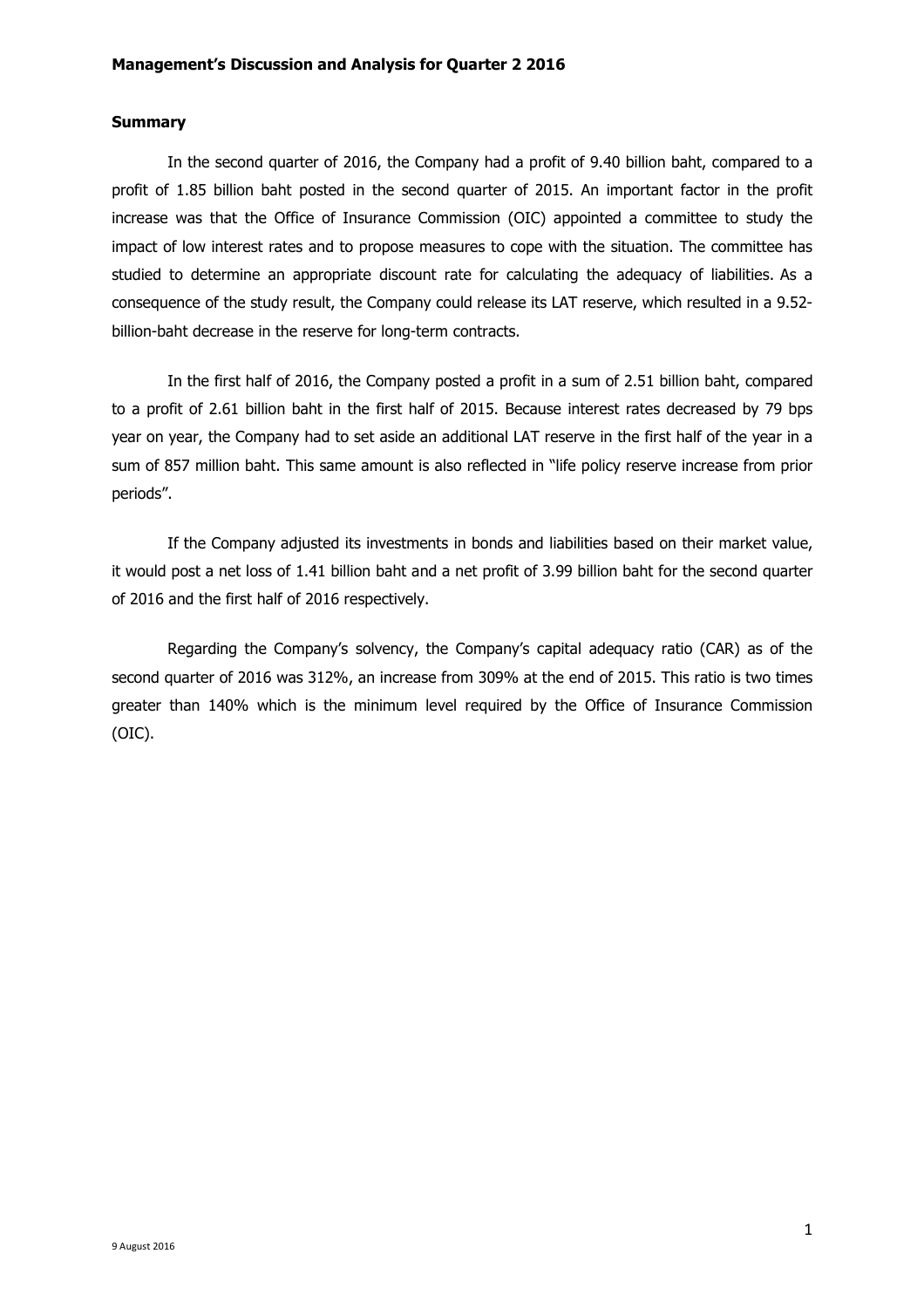# Management's Discussion and Analysis for Quarter 2 2016

## Summary

In the second quarter of 2016, the Company had a profit of 9.40 billion baht, compared to a profit of 1.85 billion baht posted in the second quarter of 2015. An important factor in the profit increase was that the Office of Insurance Commission (OIC) appointed a committee to study the impact of low interest rates and to propose measures to cope with the situation. The committee has studied to determine an appropriate discount rate for calculating the adequacy of liabilities. As a consequence of the study result, the Company could release its LAT reserve, which resulted in a 9.52-billion-baht decrease in the reserve for long-term contracts.

In the first half of 2016, the Company posted a profit in a sum of 2.51 billion baht, compared to a profit of 2.61 billion baht in the first half of 2015. Because interest rates decreased by 79 bps year on year, the Company had to set aside an additional LAT reserve in the first half of the year in a sum of 857 million baht. This same amount is also reflected in "life policy reserve increase from prior periods".

If the Company adjusted its investments in bonds and liabilities based on their market value, it would post a net loss of 1.41 billion baht and a net profit of 3.99 billion baht for the second quarter of 2016 and the first half of 2016 respectively.

Regarding the Company's solvency, the Company's capital adequacy ratio (CAR) as of the second quarter of 2016 was 312%, an increase from 309% at the end of 2015. This ratio is two times greater than 140% which is the minimum level required by the Office of Insurance Commission (OIC).

9 August 2016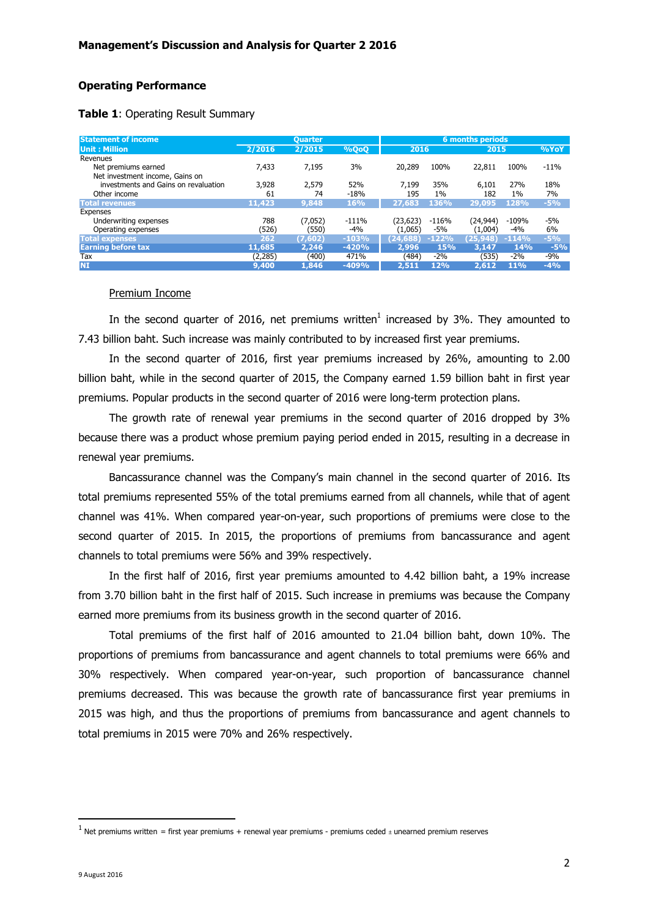**Management's Discussion and Analysis for Quarter 2 2016**

## Operating Performance

**Table 1**: Operating Result Summary

| Statement of income | Quarter | | | 6 months periods | | | | |
|---|---|---|---|---|---|---|---|---|
| Unit : Million | 2/2016 | 2/2015 | %QoQ | 2016 | | 2015 | | %YoY |
| Revenues | | | | | | | | |
| Net premiums earned | 7,433 | 7,195 | 3% | 20,289 | 100% | 22,811 | 100% | -11% |
| Net investment income, Gains on investments and Gains on revaluation | 3,928 | 2,579 | 52% | 7,199 | 35% | 6,101 | 27% | 18% |
| Other income | 61 | 74 | -18% | 195 | 1% | 182 | 1% | 7% |
| **Total revenues** | **11,423** | **9,848** | **16%** | **27,683** | **136%** | **29,095** | **128%** | **-5%** |
| Expenses | | | | | | | | |
| Underwriting expenses | 788 | (7,052) | -111% | (23,623) | -116% | (24,944) | -109% | -5% |
| Operating expenses | (526) | (550) | -4% | (1,065) | -5% | (1,004) | -4% | 6% |
| **Total expenses** | **262** | **(7,602)** | **-103%** | **(24,688)** | **-122%** | **(25,948)** | **-114%** | **-5%** |
| **Earning before tax** | **11,685** | **2,246** | **-420%** | **2,996** | **15%** | **3,147** | **14%** | **-5%** |
| Tax | (2,285) | (400) | 471% | (484) | -2% | (535) | -2% | -9% |
| **NI** | **9,400** | **1,846** | **-409%** | **2,511** | **12%** | **2,612** | **11%** | **-4%** |

### Premium Income

In the second quarter of 2016, net premiums written[1] increased by 3%. They amounted to 7.43 billion baht. Such increase was mainly contributed to by increased first year premiums.

In the second quarter of 2016, first year premiums increased by 26%, amounting to 2.00 billion baht, while in the second quarter of 2015, the Company earned 1.59 billion baht in first year premiums. Popular products in the second quarter of 2016 were long-term protection plans.

The growth rate of renewal year premiums in the second quarter of 2016 dropped by 3% because there was a product whose premium paying period ended in 2015, resulting in a decrease in renewal year premiums.

Bancassurance channel was the Company's main channel in the second quarter of 2016. Its total premiums represented 55% of the total premiums earned from all channels, while that of agent channel was 41%. When compared year-on-year, such proportions of premiums were close to the second quarter of 2015. In 2015, the proportions of premiums from bancassurance and agent channels to total premiums were 56% and 39% respectively.

In the first half of 2016, first year premiums amounted to 4.42 billion baht, a 19% increase from 3.70 billion baht in the first half of 2015. Such increase in premiums was because the Company earned more premiums from its business growth in the second quarter of 2016.

Total premiums of the first half of 2016 amounted to 21.04 billion baht, down 10%. The proportions of premiums from bancassurance and agent channels to total premiums were 66% and 30% respectively. When compared year-on-year, such proportion of bancassurance channel premiums decreased. This was because the growth rate of bancassurance first year premiums in 2015 was high, and thus the proportions of premiums from bancassurance and agent channels to total premiums in 2015 were 70% and 26% respectively.

---

[1] Net premiums written = first year premiums + renewal year premiums - premiums ceded ± unearned premium reserves

9 August 2016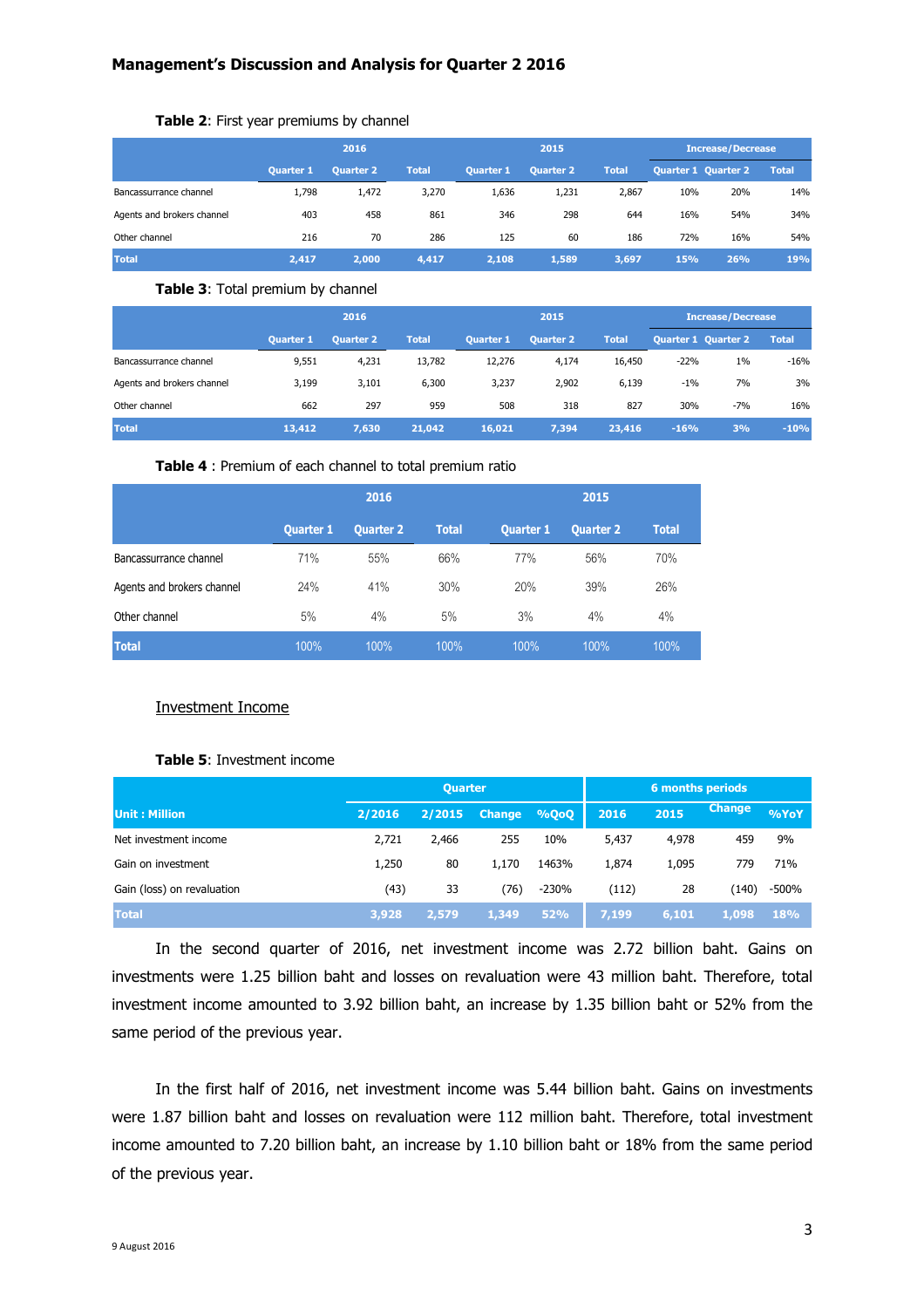**Management's Discussion and Analysis for Quarter 2 2016**

**Table 2**: First year premiums by channel

| | 2016 | | | 2015 | | | Increase/Decrease | | |
|---|---|---|---|---|---|---|---|---|---|
| | Quarter 1 | Quarter 2 | Total | Quarter 1 | Quarter 2 | Total | Quarter 1 | Quarter 2 | Total |
| Bancassurance channel | 1,798 | 1,472 | 3,270 | 1,636 | 1,231 | 2,867 | 10% | 20% | 14% |
| Agents and brokers channel | 403 | 458 | 861 | 346 | 298 | 644 | 16% | 54% | 34% |
| Other channel | 216 | 70 | 286 | 125 | 60 | 186 | 72% | 16% | 54% |
| **Total** | **2,417** | **2,000** | **4,417** | **2,108** | **1,589** | **3,697** | **15%** | **26%** | **19%** |

**Table 3**: Total premium by channel

| | 2016 | | | 2015 | | | Increase/Decrease | | |
|---|---|---|---|---|---|---|---|---|---|
| | Quarter 1 | Quarter 2 | Total | Quarter 1 | Quarter 2 | Total | Quarter 1 | Quarter 2 | Total |
| Bancassurance channel | 9,551 | 4,231 | 13,782 | 12,276 | 4,174 | 16,450 | -22% | 1% | -16% |
| Agents and brokers channel | 3,199 | 3,101 | 6,300 | 3,237 | 2,902 | 6,139 | -1% | 7% | 3% |
| Other channel | 662 | 297 | 959 | 508 | 318 | 827 | 30% | -7% | 16% |
| **Total** | **13,412** | **7,630** | **21,042** | **16,021** | **7,394** | **23,416** | **-16%** | **3%** | **-10%** |

**Table 4** : Premium of each channel to total premium ratio

| | 2016 | | | 2015 | | |
|---|---|---|---|---|---|---|
| | Quarter 1 | Quarter 2 | Total | Quarter 1 | Quarter 2 | Total |
| Bancassurance channel | 71% | 55% | 66% | 77% | 56% | 70% |
| Agents and brokers channel | 24% | 41% | 30% | 20% | 39% | 26% |
| Other channel | 5% | 4% | 5% | 3% | 4% | 4% |
| **Total** | 100% | 100% | 100% | 100% | 100% | 100% |

Investment Income

**Table 5**: Investment income

| | Quarter | | | | 6 months periods | | | |
|---|---|---|---|---|---|---|---|---|
| Unit : Million | 2/2016 | 2/2015 | Change | %QoQ | 2016 | 2015 | Change | %YoY |
| Net investment income | 2,721 | 2,466 | 255 | 10% | 5,437 | 4,978 | 459 | 9% |
| Gain on investment | 1,250 | 80 | 1,170 | 1463% | 1,874 | 1,095 | 779 | 71% |
| Gain (loss) on revaluation | (43) | 33 | (76) | -230% | (112) | 28 | (140) | -500% |
| **Total** | **3,928** | **2,579** | **1,349** | **52%** | **7,199** | **6,101** | **1,098** | **18%** |

In the second quarter of 2016, net investment income was 2.72 billion baht. Gains on investments were 1.25 billion baht and losses on revaluation were 43 million baht. Therefore, total investment income amounted to 3.92 billion baht, an increase by 1.35 billion baht or 52% from the same period of the previous year.

In the first half of 2016, net investment income was 5.44 billion baht. Gains on investments were 1.87 billion baht and losses on revaluation were 112 million baht. Therefore, total investment income amounted to 7.20 billion baht, an increase by 1.10 billion baht or 18% from the same period of the previous year.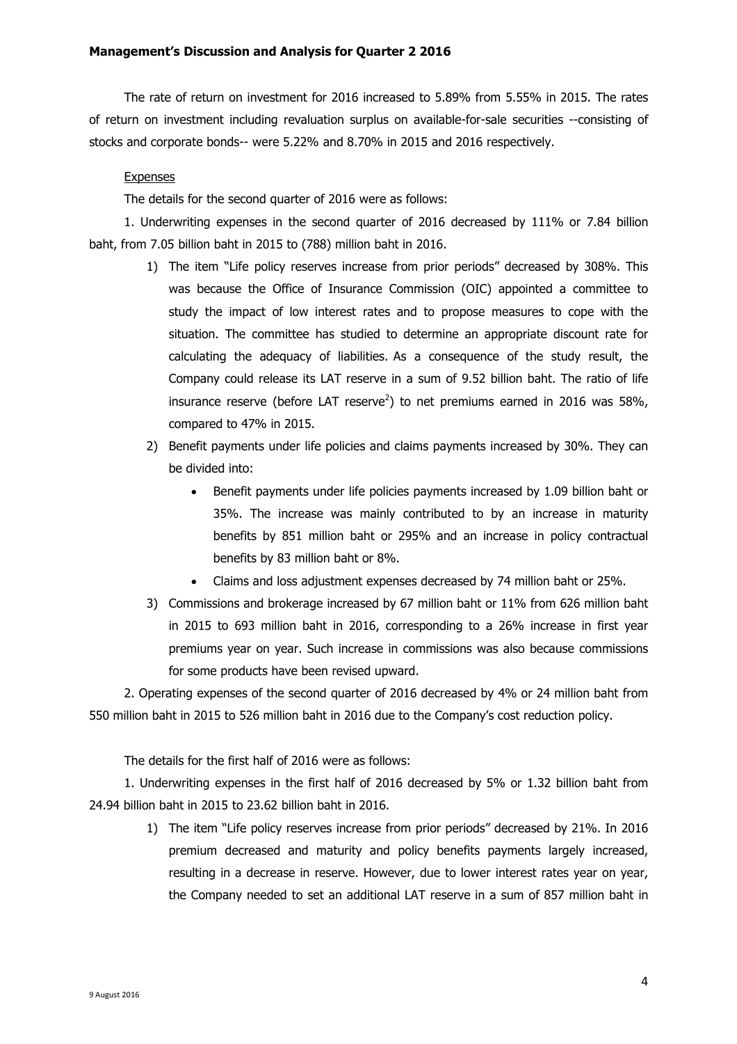The rate of return on investment for 2016 increased to 5.89% from 5.55% in 2015. The rates of return on investment including revaluation surplus on available-for-sale securities --consisting of stocks and corporate bonds-- were 5.22% and 8.70% in 2015 and 2016 respectively.

Expenses

The details for the second quarter of 2016 were as follows:

1. Underwriting expenses in the second quarter of 2016 decreased by 111% or 7.84 billion baht, from 7.05 billion baht in 2015 to (788) million baht in 2016.

   1) The item "Life policy reserves increase from prior periods" decreased by 308%. This was because the Office of Insurance Commission (OIC) appointed a committee to study the impact of low interest rates and to propose measures to cope with the situation. The committee has studied to determine an appropriate discount rate for calculating the adequacy of liabilities. As a consequence of the study result, the Company could release its LAT reserve in a sum of 9.52 billion baht. The ratio of life insurance reserve (before LAT reserve[2]) to net premiums earned in 2016 was 58%, compared to 47% in 2015.
   2) Benefit payments under life policies and claims payments increased by 30%. They can be divided into:
      - Benefit payments under life policies payments increased by 1.09 billion baht or 35%. The increase was mainly contributed to by an increase in maturity benefits by 851 million baht or 295% and an increase in policy contractual benefits by 83 million baht or 8%.
      - Claims and loss adjustment expenses decreased by 74 million baht or 25%.
   3) Commissions and brokerage increased by 67 million baht or 11% from 626 million baht in 2015 to 693 million baht in 2016, corresponding to a 26% increase in first year premiums year on year. Such increase in commissions was also because commissions for some products have been revised upward.

2. Operating expenses of the second quarter of 2016 decreased by 4% or 24 million baht from 550 million baht in 2015 to 526 million baht in 2016 due to the Company's cost reduction policy.

The details for the first half of 2016 were as follows:

1. Underwriting expenses in the first half of 2016 decreased by 5% or 1.32 billion baht from 24.94 billion baht in 2015 to 23.62 billion baht in 2016.

   1) The item "Life policy reserves increase from prior periods" decreased by 21%. In 2016 premium decreased and maturity and policy benefits payments largely increased, resulting in a decrease in reserve. However, due to lower interest rates year on year, the Company needed to set an additional LAT reserve in a sum of 857 million baht in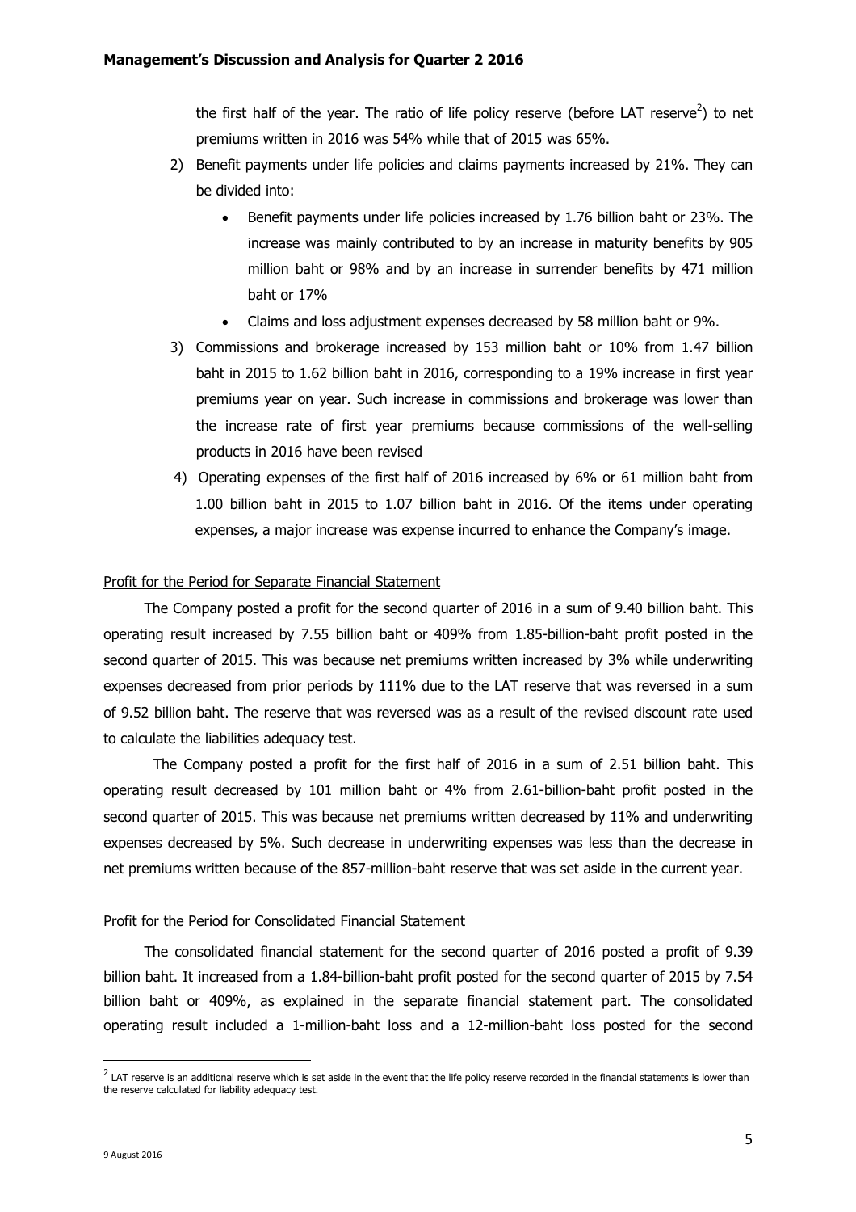the first half of the year. The ratio of life policy reserve (before LAT reserve[2]) to net premiums written in 2016 was 54% while that of 2015 was 65%.

2) Benefit payments under life policies and claims payments increased by 21%. They can be divided into:
   - Benefit payments under life policies increased by 1.76 billion baht or 23%. The increase was mainly contributed to by an increase in maturity benefits by 905 million baht or 98% and by an increase in surrender benefits by 471 million baht or 17%
   - Claims and loss adjustment expenses decreased by 58 million baht or 9%.
3) Commissions and brokerage increased by 153 million baht or 10% from 1.47 billion baht in 2015 to 1.62 billion baht in 2016, corresponding to a 19% increase in first year premiums year on year. Such increase in commissions and brokerage was lower than the increase rate of first year premiums because commissions of the well-selling products in 2016 have been revised
4) Operating expenses of the first half of 2016 increased by 6% or 61 million baht from 1.00 billion baht in 2015 to 1.07 billion baht in 2016. Of the items under operating expenses, a major increase was expense incurred to enhance the Company's image.

Profit for the Period for Separate Financial Statement

The Company posted a profit for the second quarter of 2016 in a sum of 9.40 billion baht. This operating result increased by 7.55 billion baht or 409% from 1.85-billion-baht profit posted in the second quarter of 2015. This was because net premiums written increased by 3% while underwriting expenses decreased from prior periods by 111% due to the LAT reserve that was reversed in a sum of 9.52 billion baht. The reserve that was reversed was as a result of the revised discount rate used to calculate the liabilities adequacy test.

The Company posted a profit for the first half of 2016 in a sum of 2.51 billion baht. This operating result decreased by 101 million baht or 4% from 2.61-billion-baht profit posted in the second quarter of 2015. This was because net premiums written decreased by 11% and underwriting expenses decreased by 5%. Such decrease in underwriting expenses was less than the decrease in net premiums written because of the 857-million-baht reserve that was set aside in the current year.

Profit for the Period for Consolidated Financial Statement

The consolidated financial statement for the second quarter of 2016 posted a profit of 9.39 billion baht. It increased from a 1.84-billion-baht profit posted for the second quarter of 2015 by 7.54 billion baht or 409%, as explained in the separate financial statement part. The consolidated operating result included a 1-million-baht loss and a 12-million-baht loss posted for the second

[2] LAT reserve is an additional reserve which is set aside in the event that the life policy reserve recorded in the financial statements is lower than the reserve calculated for liability adequacy test.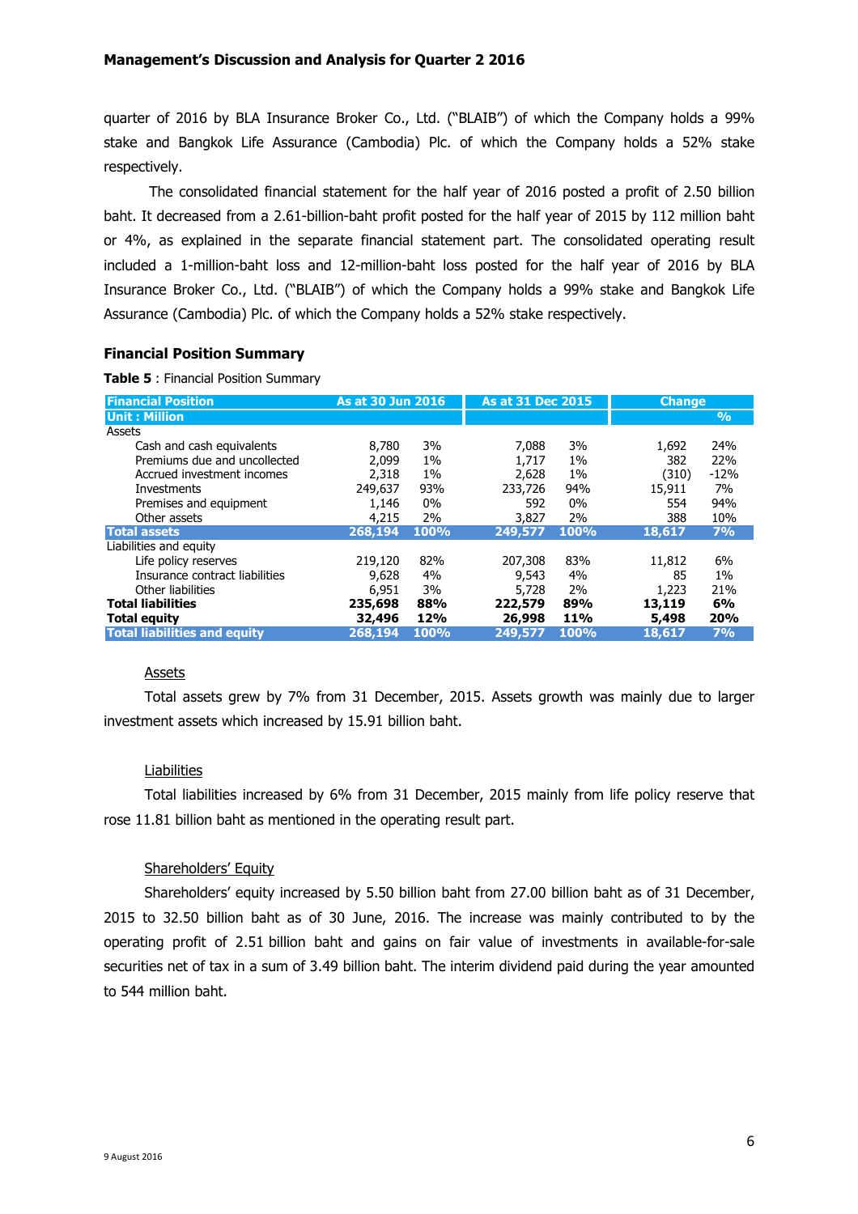quarter of 2016 by BLA Insurance Broker Co., Ltd. ("BLAIB") of which the Company holds a 99% stake and Bangkok Life Assurance (Cambodia) Plc. of which the Company holds a 52% stake respectively.

The consolidated financial statement for the half year of 2016 posted a profit of 2.50 billion baht. It decreased from a 2.61-billion-baht profit posted for the half year of 2015 by 112 million baht or 4%, as explained in the separate financial statement part. The consolidated operating result included a 1-million-baht loss and 12-million-baht loss posted for the half year of 2016 by BLA Insurance Broker Co., Ltd. ("BLAIB") of which the Company holds a 99% stake and Bangkok Life Assurance (Cambodia) Plc. of which the Company holds a 52% stake respectively.

## Financial Position Summary

**Table 5** : Financial Position Summary

| Financial Position | As at 30 Jun 2016 | | As at 31 Dec 2015 | | Change | |
|---|---|---|---|---|---|---|
| Unit : Million | | | | | | % |
| Assets | | | | | | |
| Cash and cash equivalents | 8,780 | 3% | 7,088 | 3% | 1,692 | 24% |
| Premiums due and uncollected | 2,099 | 1% | 1,717 | 1% | 382 | 22% |
| Accrued investment incomes | 2,318 | 1% | 2,628 | 1% | (310) | -12% |
| Investments | 249,637 | 93% | 233,726 | 94% | 15,911 | 7% |
| Premises and equipment | 1,146 | 0% | 592 | 0% | 554 | 94% |
| Other assets | 4,215 | 2% | 3,827 | 2% | 388 | 10% |
| **Total assets** | **268,194** | **100%** | **249,577** | **100%** | **18,617** | **7%** |
| Liabilities and equity | | | | | | |
| Life policy reserves | 219,120 | 82% | 207,308 | 83% | 11,812 | 6% |
| Insurance contract liabilities | 9,628 | 4% | 9,543 | 4% | 85 | 1% |
| Other liabilities | 6,951 | 3% | 5,728 | 2% | 1,223 | 21% |
| **Total liabilities** | **235,698** | **88%** | **222,579** | **89%** | **13,119** | **6%** |
| **Total equity** | **32,496** | **12%** | **26,998** | **11%** | **5,498** | **20%** |
| **Total liabilities and equity** | **268,194** | **100%** | **249,577** | **100%** | **18,617** | **7%** |

### Assets

Total assets grew by 7% from 31 December, 2015. Assets growth was mainly due to larger investment assets which increased by 15.91 billion baht.

### Liabilities

Total liabilities increased by 6% from 31 December, 2015 mainly from life policy reserve that rose 11.81 billion baht as mentioned in the operating result part.

### Shareholders' Equity

Shareholders' equity increased by 5.50 billion baht from 27.00 billion baht as of 31 December, 2015 to 32.50 billion baht as of 30 June, 2016. The increase was mainly contributed to by the operating profit of 2.51 billion baht and gains on fair value of investments in available-for-sale securities net of tax in a sum of 3.49 billion baht. The interim dividend paid during the year amounted to 544 million baht.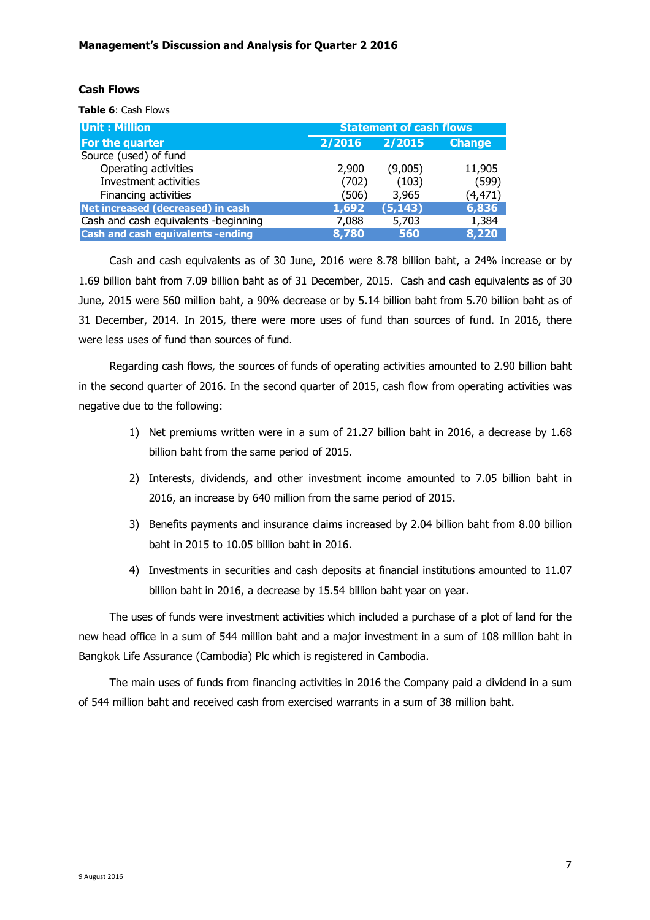## Cash Flows

**Table 6**: Cash Flows

| Unit : Million | Statement of cash flows | | |
|---|---|---|---|
| **For the quarter** | **2/2016** | **2/2015** | **Change** |
| Source (used) of fund | | | |
| Operating activities | 2,900 | (9,005) | 11,905 |
| Investment activities | (702) | (103) | (599) |
| Financing activities | (506) | 3,965 | (4,471) |
| **Net increased (decreased) in cash** | **1,692** | **(5,143)** | **6,836** |
| Cash and cash equivalents -beginning | 7,088 | 5,703 | 1,384 |
| **Cash and cash equivalents -ending** | **8,780** | **560** | **8,220** |

Cash and cash equivalents as of 30 June, 2016 were 8.78 billion baht, a 24% increase or by 1.69 billion baht from 7.09 billion baht as of 31 December, 2015. Cash and cash equivalents as of 30 June, 2015 were 560 million baht, a 90% decrease or by 5.14 billion baht from 5.70 billion baht as of 31 December, 2014. In 2015, there were more uses of fund than sources of fund. In 2016, there were less uses of fund than sources of fund.

Regarding cash flows, the sources of funds of operating activities amounted to 2.90 billion baht in the second quarter of 2016. In the second quarter of 2015, cash flow from operating activities was negative due to the following:

1) Net premiums written were in a sum of 21.27 billion baht in 2016, a decrease by 1.68 billion baht from the same period of 2015.
2) Interests, dividends, and other investment income amounted to 7.05 billion baht in 2016, an increase by 640 million from the same period of 2015.
3) Benefits payments and insurance claims increased by 2.04 billion baht from 8.00 billion baht in 2015 to 10.05 billion baht in 2016.
4) Investments in securities and cash deposits at financial institutions amounted to 11.07 billion baht in 2016, a decrease by 15.54 billion baht year on year.

The uses of funds were investment activities which included a purchase of a plot of land for the new head office in a sum of 544 million baht and a major investment in a sum of 108 million baht in Bangkok Life Assurance (Cambodia) Plc which is registered in Cambodia.

The main uses of funds from financing activities in 2016 the Company paid a dividend in a sum of 544 million baht and received cash from exercised warrants in a sum of 38 million baht.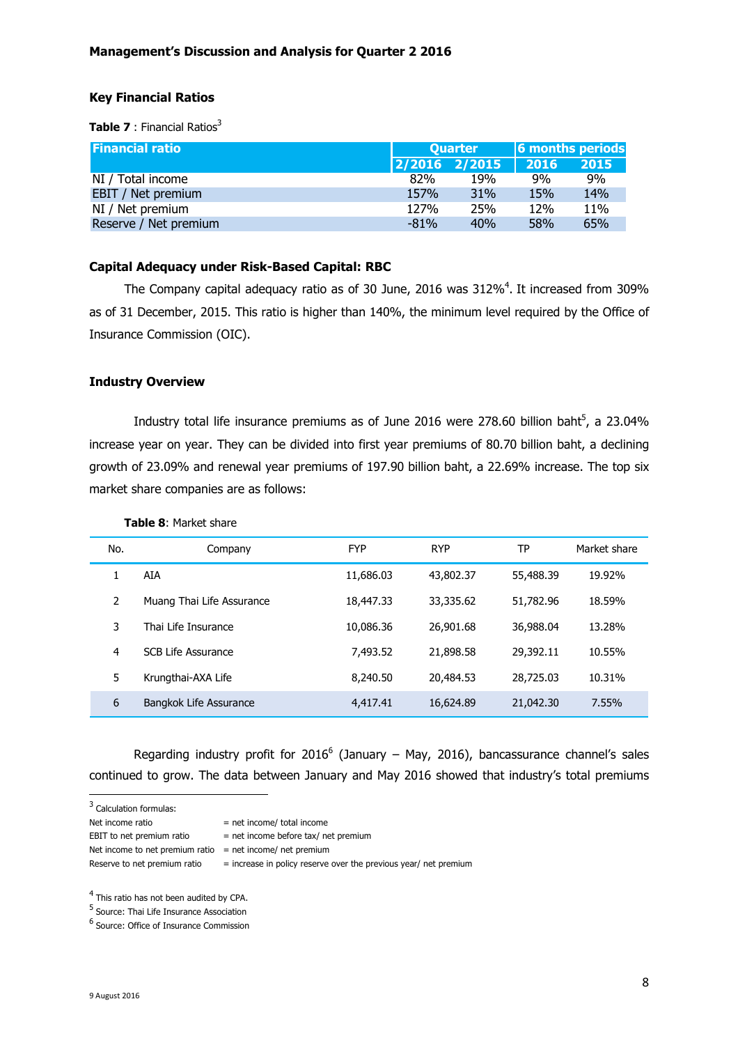**Key Financial Ratios**

**Table 7** : Financial Ratios[3]

| Financial ratio | Quarter | | 6 months periods | |
|---|---|---|---|---|
| | 2/2016 | 2/2015 | 2016 | 2015 |
| NI / Total income | 82% | 19% | 9% | 9% |
| EBIT / Net premium | 157% | 31% | 15% | 14% |
| NI / Net premium | 127% | 25% | 12% | 11% |
| Reserve / Net premium | -81% | 40% | 58% | 65% |

**Capital Adequacy under Risk-Based Capital: RBC**

The Company capital adequacy ratio as of 30 June, 2016 was 312%[4]. It increased from 309% as of 31 December, 2015. This ratio is higher than 140%, the minimum level required by the Office of Insurance Commission (OIC).

**Industry Overview**

Industry total life insurance premiums as of June 2016 were 278.60 billion baht[5], a 23.04% increase year on year. They can be divided into first year premiums of 80.70 billion baht, a declining growth of 23.09% and renewal year premiums of 197.90 billion baht, a 22.69% increase. The top six market share companies are as follows:

**Table 8**: Market share

| No. | Company | FYP | RYP | TP | Market share |
|---|---|---|---|---|---|
| 1 | AIA | 11,686.03 | 43,802.37 | 55,488.39 | 19.92% |
| 2 | Muang Thai Life Assurance | 18,447.33 | 33,335.62 | 51,782.96 | 18.59% |
| 3 | Thai Life Insurance | 10,086.36 | 26,901.68 | 36,988.04 | 13.28% |
| 4 | SCB Life Assurance | 7,493.52 | 21,898.58 | 29,392.11 | 10.55% |
| 5 | Krungthai-AXA Life | 8,240.50 | 20,484.53 | 28,725.03 | 10.31% |
| 6 | Bangkok Life Assurance | 4,417.41 | 16,624.89 | 21,042.30 | 7.55% |

Regarding industry profit for 2016[6] (January – May, 2016), bancassurance channel's sales continued to grow. The data between January and May 2016 showed that industry's total premiums

---

[3] Calculation formulas:

| | |
|---|---|
| Net income ratio | = net income/ total income |
| EBIT to net premium ratio | = net income before tax/ net premium |
| Net income to net premium ratio | = net income/ net premium |
| Reserve to net premium ratio | = increase in policy reserve over the previous year/ net premium |

[4] This ratio has not been audited by CPA.

[5] Source: Thai Life Insurance Association

[6] Source: Office of Insurance Commission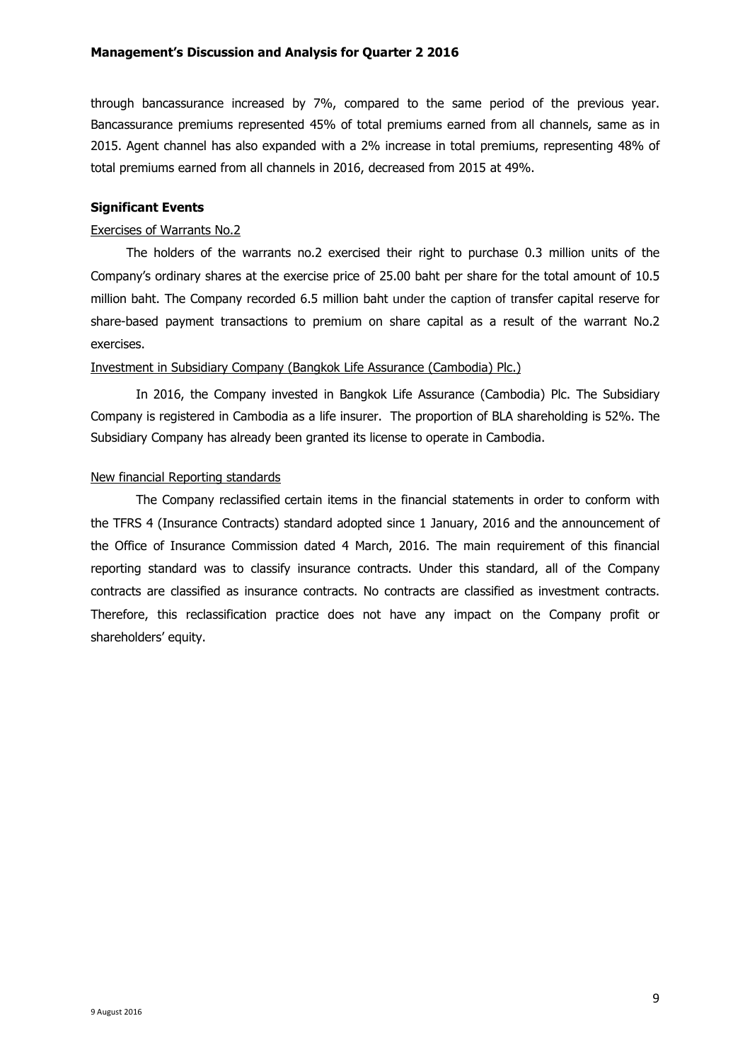through bancassurance increased by 7%, compared to the same period of the previous year. Bancassurance premiums represented 45% of total premiums earned from all channels, same as in 2015. Agent channel has also expanded with a 2% increase in total premiums, representing 48% of total premiums earned from all channels in 2016, decreased from 2015 at 49%.

**Significant Events**

Exercises of Warrants No.2

The holders of the warrants no.2 exercised their right to purchase 0.3 million units of the Company's ordinary shares at the exercise price of 25.00 baht per share for the total amount of 10.5 million baht. The Company recorded 6.5 million baht under the caption of transfer capital reserve for share-based payment transactions to premium on share capital as a result of the warrant No.2 exercises.

Investment in Subsidiary Company (Bangkok Life Assurance (Cambodia) Plc.)

In 2016, the Company invested in Bangkok Life Assurance (Cambodia) Plc. The Subsidiary Company is registered in Cambodia as a life insurer. The proportion of BLA shareholding is 52%. The Subsidiary Company has already been granted its license to operate in Cambodia.

New financial Reporting standards

The Company reclassified certain items in the financial statements in order to conform with the TFRS 4 (Insurance Contracts) standard adopted since 1 January, 2016 and the announcement of the Office of Insurance Commission dated 4 March, 2016. The main requirement of this financial reporting standard was to classify insurance contracts. Under this standard, all of the Company contracts are classified as insurance contracts. No contracts are classified as investment contracts. Therefore, this reclassification practice does not have any impact on the Company profit or shareholders' equity.